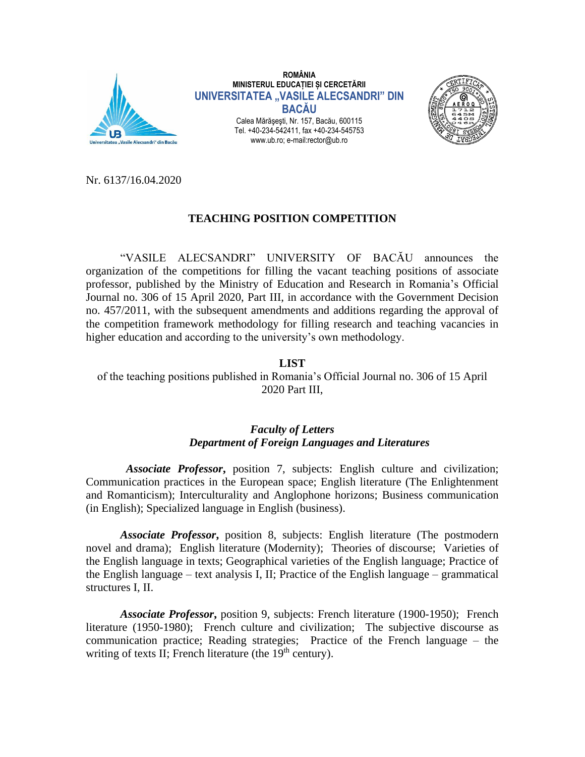**ROMÂNIA**
**MINISTERUL EDUCAȚIEI ȘI CERCETĂRII**
**UNIVERSITATEA „VASILE ALECSANDRI" DIN BACĂU**
Calea Mărășești, Nr. 157, Bacău, 600115
Tel. +40-234-542411, fax +40-234-545753
www.ub.ro; e-mail:rector@ub.ro

Nr. 6137/16.04.2020

# TEACHING POSITION COMPETITION

"VASILE ALECSANDRI" UNIVERSITY OF BACĂU announces the organization of the competitions for filling the vacant teaching positions of associate professor, published by the Ministry of Education and Research in Romania's Official Journal no. 306 of 15 April 2020, Part III, in accordance with the Government Decision no. 457/2011, with the subsequent amendments and additions regarding the approval of the competition framework methodology for filling research and teaching vacancies in higher education and according to the university's own methodology.

## LIST

of the teaching positions published in Romania's Official Journal no. 306 of 15 April 2020 Part III,

### *Faculty of Letters*
### *Department of Foreign Languages and Literatures*

***Associate Professor,*** position 7, subjects: English culture and civilization; Communication practices in the European space; English literature (The Enlightenment and Romanticism); Interculturality and Anglophone horizons; Business communication (in English); Specialized language in English (business).

***Associate Professor,*** position 8, subjects: English literature (The postmodern novel and drama); English literature (Modernity); Theories of discourse; Varieties of the English language in texts; Geographical varieties of the English language; Practice of the English language – text analysis I, II; Practice of the English language – grammatical structures I, II.

***Associate Professor,*** position 9, subjects: French literature (1900-1950); French literature (1950-1980); French culture and civilization; The subjective discourse as communication practice; Reading strategies; Practice of the French language – the writing of texts II; French literature (the 19th century).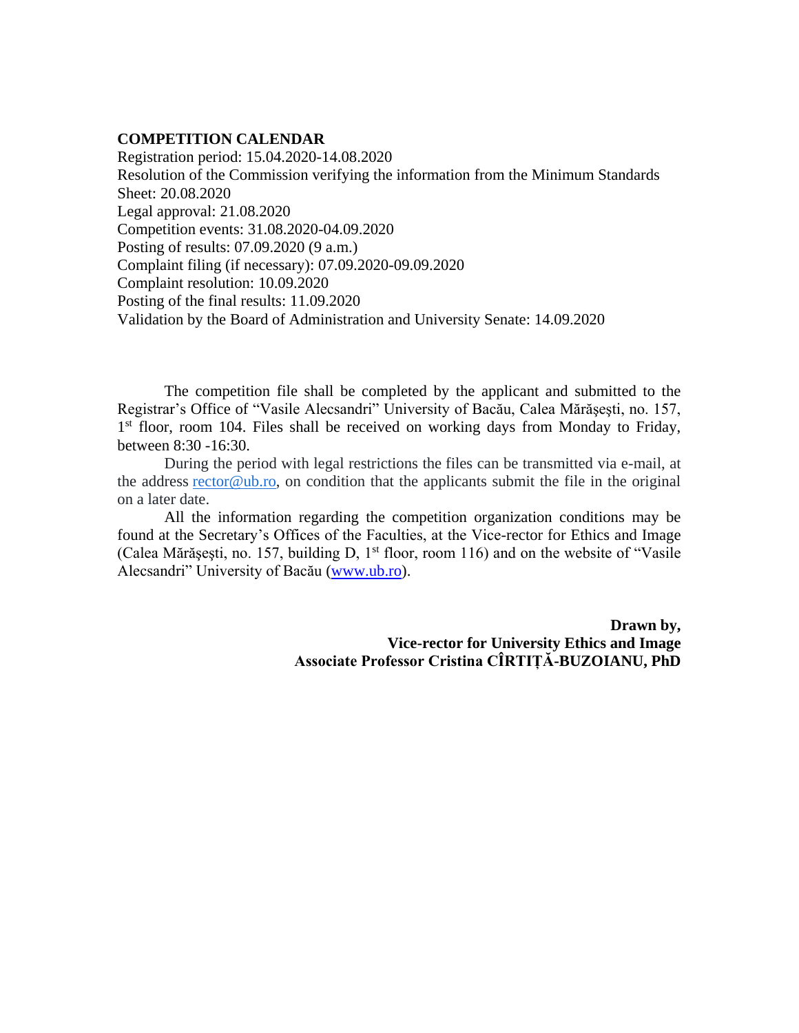**COMPETITION CALENDAR**

Registration period: 15.04.2020-14.08.2020

Resolution of the Commission verifying the information from the Minimum Standards Sheet: 20.08.2020

Legal approval: 21.08.2020

Competition events: 31.08.2020-04.09.2020

Posting of results: 07.09.2020 (9 a.m.)

Complaint filing (if necessary): 07.09.2020-09.09.2020

Complaint resolution: 10.09.2020

Posting of the final results: 11.09.2020

Validation by the Board of Administration and University Senate: 14.09.2020

The competition file shall be completed by the applicant and submitted to the Registrar's Office of "Vasile Alecsandri" University of Bacău, Calea Mărăşeşti, no. 157, 1st floor, room 104. Files shall be received on working days from Monday to Friday, between 8:30 -16:30.

During the period with legal restrictions the files can be transmitted via e-mail, at the address rector@ub.ro, on condition that the applicants submit the file in the original on a later date.

All the information regarding the competition organization conditions may be found at the Secretary's Offices of the Faculties, at the Vice-rector for Ethics and Image (Calea Mărăşeşti, no. 157, building D, 1st floor, room 116) and on the website of "Vasile Alecsandri" University of Bacău (www.ub.ro).

**Drawn by,**
**Vice-rector for University Ethics and Image**
**Associate Professor Cristina CÎRTIȚĂ-BUZOIANU, PhD**